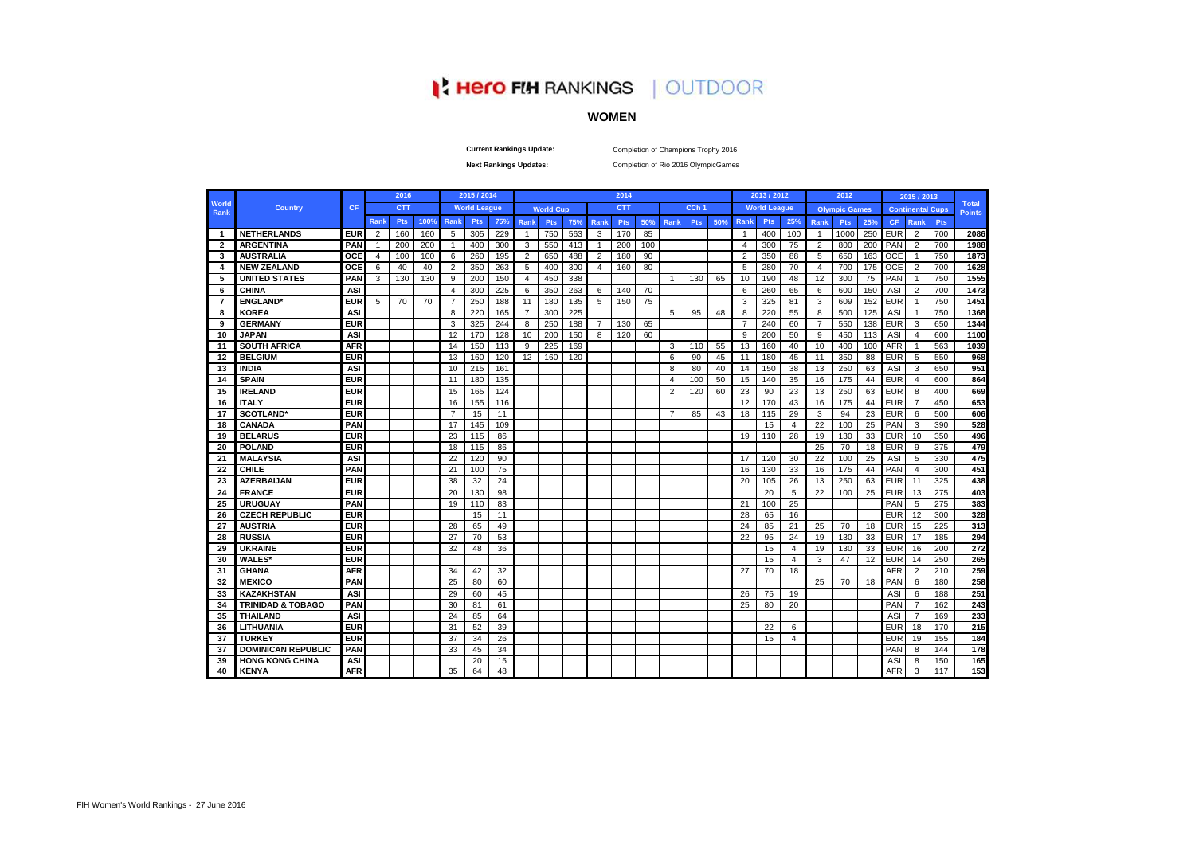# Hero FIH RANKINGS | OUTDOOR

## WOMEN

**Current Rankings Update:** Completion of Champions Trophy 2016

**Next Rankings Updates:** Completion of Rio 2016 OlympicGames

| World Rank | Country | CF | 2016 CTT | | | 2015 / 2014 World League | | | 2014 World Cup | | | 2014 CTT | | | 2014 CCh 1 | | | 2013 / 2012 World League | | | 2012 Olympic Games | | | 2015 / 2013 Continental Cups | | | Total Points |
|---|---|---|---|---|---|---|---|---|---|---|---|---|---|---|---|---|---|---|---|---|---|---|---|---|---|---|---|
| | | | Rank | Pts | 100% | Rank | Pts | 75% | Rank | Pts | 75% | Rank | Pts | 50% | Rank | Pts | 50% | Rank | Pts | 25% | Rank | Pts | 25% | CF | Rank | Pts | |
| 1 | NETHERLANDS | EUR | 2 | 160 | 160 | 5 | 305 | 229 | 1 | 750 | 563 | 3 | 170 | 85 | | | | 1 | 400 | 100 | 1 | 1000 | 250 | EUR | 2 | 700 | 2086 |
| 2 | ARGENTINA | PAN | 1 | 200 | 200 | 1 | 400 | 300 | 3 | 550 | 413 | 1 | 200 | 100 | | | | 4 | 300 | 75 | 2 | 800 | 200 | PAN | 2 | 700 | 1988 |
| 3 | AUSTRALIA | OCE | 4 | 100 | 100 | 6 | 260 | 195 | 2 | 650 | 488 | 2 | 180 | 90 | | | | 2 | 350 | 88 | 5 | 650 | 163 | OCE | 1 | 750 | 1873 |
| 4 | NEW ZEALAND | OCE | 6 | 40 | 40 | 2 | 350 | 263 | 5 | 400 | 300 | 4 | 160 | 80 | | | | 5 | 280 | 70 | 4 | 700 | 175 | OCE | 2 | 700 | 1628 |
| 5 | UNITED STATES | PAN | 3 | 130 | 130 | 9 | 200 | 150 | 4 | 450 | 338 | | | | 1 | 130 | 65 | 10 | 190 | 48 | 12 | 300 | 75 | PAN | 1 | 750 | 1555 |
| 6 | CHINA | ASI | | | | 4 | 300 | 225 | 6 | 350 | 263 | 6 | 140 | 70 | | | | 6 | 260 | 65 | 6 | 600 | 150 | ASI | 2 | 700 | 1473 |
| 7 | ENGLAND* | EUR | 5 | 70 | 70 | 7 | 250 | 188 | 11 | 180 | 135 | 5 | 150 | 75 | | | | 3 | 325 | 81 | 3 | 609 | 152 | EUR | 1 | 750 | 1451 |
| 8 | KOREA | ASI | | | | 8 | 220 | 165 | 7 | 300 | 225 | | | | 5 | 95 | 48 | 8 | 220 | 55 | 8 | 500 | 125 | ASI | 1 | 750 | 1368 |
| 9 | GERMANY | EUR | | | | 3 | 325 | 244 | 8 | 250 | 188 | 7 | 130 | 65 | | | | 7 | 240 | 60 | 7 | 550 | 138 | EUR | 3 | 650 | 1344 |
| 10 | JAPAN | ASI | | | | 12 | 170 | 128 | 10 | 200 | 150 | 8 | 120 | 60 | | | | 9 | 200 | 50 | 9 | 450 | 113 | ASI | 4 | 600 | 1100 |
| 11 | SOUTH AFRICA | AFR | | | | 14 | 150 | 113 | 9 | 225 | 169 | | | | 3 | 110 | 55 | 13 | 160 | 40 | 10 | 400 | 100 | AFR | 1 | 563 | 1039 |
| 12 | BELGIUM | EUR | | | | 13 | 160 | 120 | 12 | 160 | 120 | | | | 6 | 90 | 45 | 11 | 180 | 45 | 11 | 350 | 88 | EUR | 5 | 550 | 968 |
| 13 | INDIA | ASI | | | | 10 | 215 | 161 | | | | | | | 8 | 80 | 40 | 14 | 150 | 38 | 13 | 250 | 63 | ASI | 3 | 650 | 951 |
| 14 | SPAIN | EUR | | | | 11 | 180 | 135 | | | | | | | 4 | 100 | 50 | 15 | 140 | 35 | 16 | 175 | 44 | EUR | 4 | 600 | 864 |
| 15 | IRELAND | EUR | | | | 15 | 165 | 124 | | | | | | | 2 | 120 | 60 | 23 | 90 | 23 | 13 | 250 | 63 | EUR | 8 | 400 | 669 |
| 16 | ITALY | EUR | | | | 16 | 155 | 116 | | | | | | | | | | 12 | 170 | 43 | 16 | 175 | 44 | EUR | 7 | 450 | 653 |
| 17 | SCOTLAND* | EUR | | | | 7 | 15 | 11 | | | | | | | 7 | 85 | 43 | 18 | 115 | 29 | 3 | 94 | 23 | EUR | 6 | 500 | 606 |
| 18 | CANADA | PAN | | | | 17 | 145 | 109 | | | | | | | | | | | 15 | 4 | 22 | 100 | 25 | PAN | 3 | 390 | 528 |
| 19 | BELARUS | EUR | | | | 23 | 115 | 86 | | | | | | | | | | 19 | 110 | 28 | 19 | 130 | 33 | EUR | 10 | 350 | 496 |
| 20 | POLAND | EUR | | | | 18 | 115 | 86 | | | | | | | | | | | | | 25 | 70 | 18 | EUR | 9 | 375 | 479 |
| 21 | MALAYSIA | ASI | | | | 22 | 120 | 90 | | | | | | | | | | 17 | 120 | 30 | 22 | 100 | 25 | ASI | 5 | 330 | 475 |
| 22 | CHILE | PAN | | | | 21 | 100 | 75 | | | | | | | | | | 16 | 130 | 33 | 16 | 175 | 44 | PAN | 4 | 300 | 451 |
| 23 | AZERBAIJAN | EUR | | | | 38 | 32 | 24 | | | | | | | | | | 20 | 105 | 26 | 13 | 250 | 63 | EUR | 11 | 325 | 438 |
| 24 | FRANCE | EUR | | | | 20 | 130 | 98 | | | | | | | | | | | 20 | 5 | 22 | 100 | 25 | EUR | 13 | 275 | 403 |
| 25 | URUGUAY | PAN | | | | 19 | 110 | 83 | | | | | | | | | | 21 | 100 | 25 | | | | PAN | 5 | 275 | 383 |
| 26 | CZECH REPUBLIC | EUR | | | | | 15 | 11 | | | | | | | | | | 28 | 65 | 16 | | | | EUR | 12 | 300 | 328 |
| 27 | AUSTRIA | EUR | | | | 28 | 65 | 49 | | | | | | | | | | 24 | 85 | 21 | 25 | 70 | 18 | EUR | 15 | 225 | 313 |
| 28 | RUSSIA | EUR | | | | 27 | 70 | 53 | | | | | | | | | | 22 | 95 | 24 | 19 | 130 | 33 | EUR | 17 | 185 | 294 |
| 29 | UKRAINE | EUR | | | | 32 | 48 | 36 | | | | | | | | | | | 15 | 4 | 19 | 130 | 33 | EUR | 16 | 200 | 272 |
| 30 | WALES* | EUR | | | | | | | | | | | | | | | | | 15 | 4 | 3 | 47 | 12 | EUR | 14 | 250 | 265 |
| 31 | GHANA | AFR | | | | 34 | 42 | 32 | | | | | | | | | | 27 | 70 | 18 | | | | AFR | 2 | 210 | 259 |
| 32 | MEXICO | PAN | | | | 25 | 80 | 60 | | | | | | | | | | | | | 25 | 70 | 18 | PAN | 6 | 180 | 258 |
| 33 | KAZAKHSTAN | ASI | | | | 29 | 60 | 45 | | | | | | | | | | 26 | 75 | 19 | | | | ASI | 6 | 188 | 251 |
| 34 | TRINIDAD & TOBAGO | PAN | | | | 30 | 81 | 61 | | | | | | | | | | 25 | 80 | 20 | | | | PAN | 7 | 162 | 243 |
| 35 | THAILAND | ASI | | | | 24 | 85 | 64 | | | | | | | | | | | | | | | | ASI | 7 | 169 | 233 |
| 36 | LITHUANIA | EUR | | | | 31 | 52 | 39 | | | | | | | | | | | 22 | 6 | | | | EUR | 18 | 170 | 215 |
| 37 | TURKEY | EUR | | | | 37 | 34 | 26 | | | | | | | | | | | 15 | 4 | | | | EUR | 19 | 155 | 184 |
| 37 | DOMINICAN REPUBLIC | PAN | | | | 33 | 45 | 34 | | | | | | | | | | | | | | | | PAN | 8 | 144 | 178 |
| 39 | HONG KONG CHINA | ASI | | | | | 20 | 15 | | | | | | | | | | | | | | | | ASI | 8 | 150 | 165 |
| 40 | KENYA | AFR | | | | 35 | 64 | 48 | | | | | | | | | | | | | | | | AFR | 3 | 117 | 153 |

FIH Women's World Rankings - 27 June 2016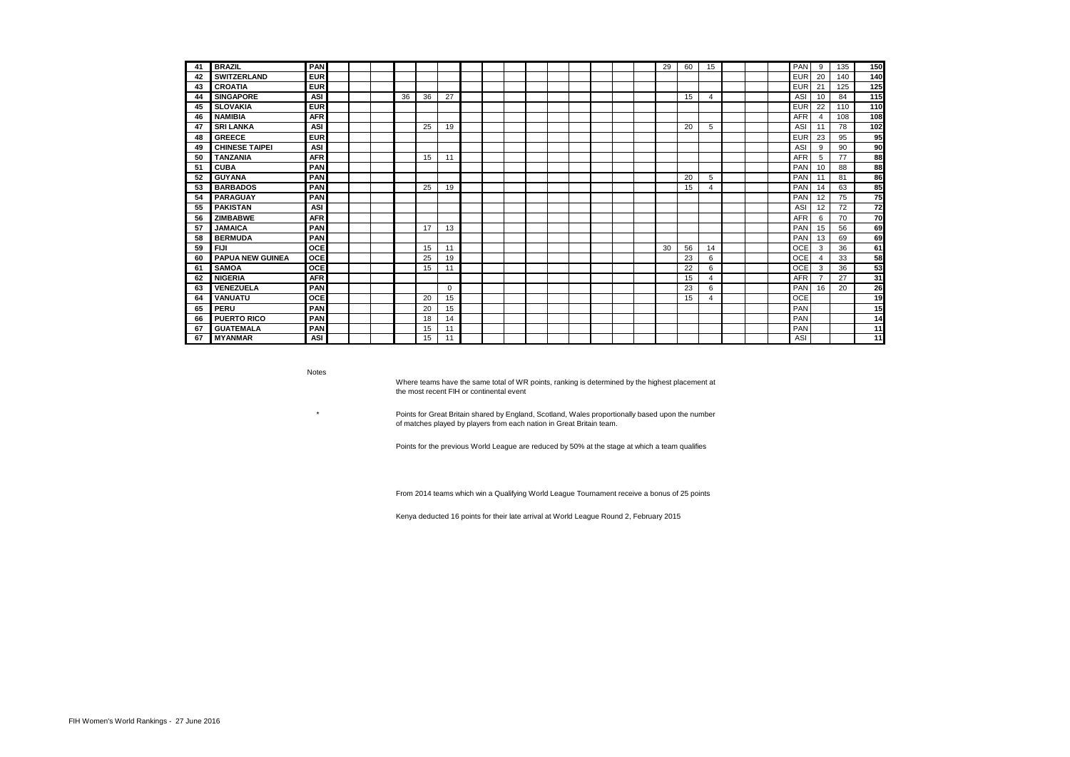| | | | | | | | | | | | | | | | | | | | | | | | | | | | |
|---|---|---|---|---|---|---|---|---|---|---|---|---|---|---|---|---|---|---|---|---|---|---|---|---|---|---|---|
| 41 | **BRAZIL** | **PAN** | | | | | | | | | | | | | | | | 29 | 60 | 15 | | | | PAN | 9 | 135 | **150** |
| 42 | **SWITZERLAND** | **EUR** | | | | | | | | | | | | | | | | | | | | | | EUR | 20 | 140 | **140** |
| 43 | **CROATIA** | **EUR** | | | | | | | | | | | | | | | | | | | | | | EUR | 21 | 125 | **125** |
| 44 | **SINGAPORE** | **ASI** | | | | 36 | 36 | 27 | | | | | | | | | | | 15 | 4 | | | | ASI | 10 | 84 | **115** |
| 45 | **SLOVAKIA** | **EUR** | | | | | | | | | | | | | | | | | | | | | | EUR | 22 | 110 | **110** |
| 46 | **NAMIBIA** | **AFR** | | | | | | | | | | | | | | | | | | | | | | AFR | 4 | 108 | **108** |
| 47 | **SRI LANKA** | **ASI** | | | | | 25 | 19 | | | | | | | | | | | 20 | 5 | | | | ASI | 11 | 78 | **102** |
| 48 | **GREECE** | **EUR** | | | | | | | | | | | | | | | | | | | | | | EUR | 23 | 95 | **95** |
| 49 | **CHINESE TAIPEI** | **ASI** | | | | | | | | | | | | | | | | | | | | | | ASI | 9 | 90 | **90** |
| 50 | **TANZANIA** | **AFR** | | | | | 15 | 11 | | | | | | | | | | | | | | | | AFR | 5 | 77 | **88** |
| 51 | **CUBA** | **PAN** | | | | | | | | | | | | | | | | | | | | | | PAN | 10 | 88 | **88** |
| 52 | **GUYANA** | **PAN** | | | | | | | | | | | | | | | | | 20 | 5 | | | | PAN | 11 | 81 | **86** |
| 53 | **BARBADOS** | **PAN** | | | | | 25 | 19 | | | | | | | | | | | 15 | 4 | | | | PAN | 14 | 63 | **85** |
| 54 | **PARAGUAY** | **PAN** | | | | | | | | | | | | | | | | | | | | | | PAN | 12 | 75 | **75** |
| 55 | **PAKISTAN** | **ASI** | | | | | | | | | | | | | | | | | | | | | | ASI | 12 | 72 | **72** |
| 56 | **ZIMBABWE** | **AFR** | | | | | | | | | | | | | | | | | | | | | | AFR | 6 | 70 | **70** |
| 57 | **JAMAICA** | **PAN** | | | | | 17 | 13 | | | | | | | | | | | | | | | | PAN | 15 | 56 | **69** |
| 58 | **BERMUDA** | **PAN** | | | | | | | | | | | | | | | | | | | | | | PAN | 13 | 69 | **69** |
| 59 | **FIJI** | **OCE** | | | | | 15 | 11 | | | | | | | | | | 30 | 56 | 14 | | | | OCE | 3 | 36 | **61** |
| 60 | **PAPUA NEW GUINEA** | **OCE** | | | | | 25 | 19 | | | | | | | | | | | 23 | 6 | | | | OCE | 4 | 33 | **58** |
| 61 | **SAMOA** | **OCE** | | | | | 15 | 11 | | | | | | | | | | | 22 | 6 | | | | OCE | 3 | 36 | **53** |
| 62 | **NIGERIA** | **AFR** | | | | | | | | | | | | | | | | | 15 | 4 | | | | AFR | 7 | 27 | **31** |
| 63 | **VENEZUELA** | **PAN** | | | | | | 0 | | | | | | | | | | | 23 | 6 | | | | PAN | 16 | 20 | **26** |
| 64 | **VANUATU** | **OCE** | | | | | 20 | 15 | | | | | | | | | | | 15 | 4 | | | | OCE | | | **19** |
| 65 | **PERU** | **PAN** | | | | | 20 | 15 | | | | | | | | | | | | | | | | PAN | | | **15** |
| 66 | **PUERTO RICO** | **PAN** | | | | | 18 | 14 | | | | | | | | | | | | | | | | PAN | | | **14** |
| 67 | **GUATEMALA** | **PAN** | | | | | 15 | 11 | | | | | | | | | | | | | | | | PAN | | | **11** |
| 67 | **MYANMAR** | **ASI** | | | | | 15 | 11 | | | | | | | | | | | | | | | | ASI | | | **11** |

Notes

Where teams have the same total of WR points, ranking is determined by the highest placement at the most recent FIH or continental event

\* Points for Great Britain shared by England, Scotland, Wales proportionally based upon the number of matches played by players from each nation in Great Britain team.

Points for the previous World League are reduced by 50% at the stage at which a team qualifies

From 2014 teams which win a Qualifying World League Tournament receive a bonus of 25 points

Kenya deducted 16 points for their late arrival at World League Round 2, February 2015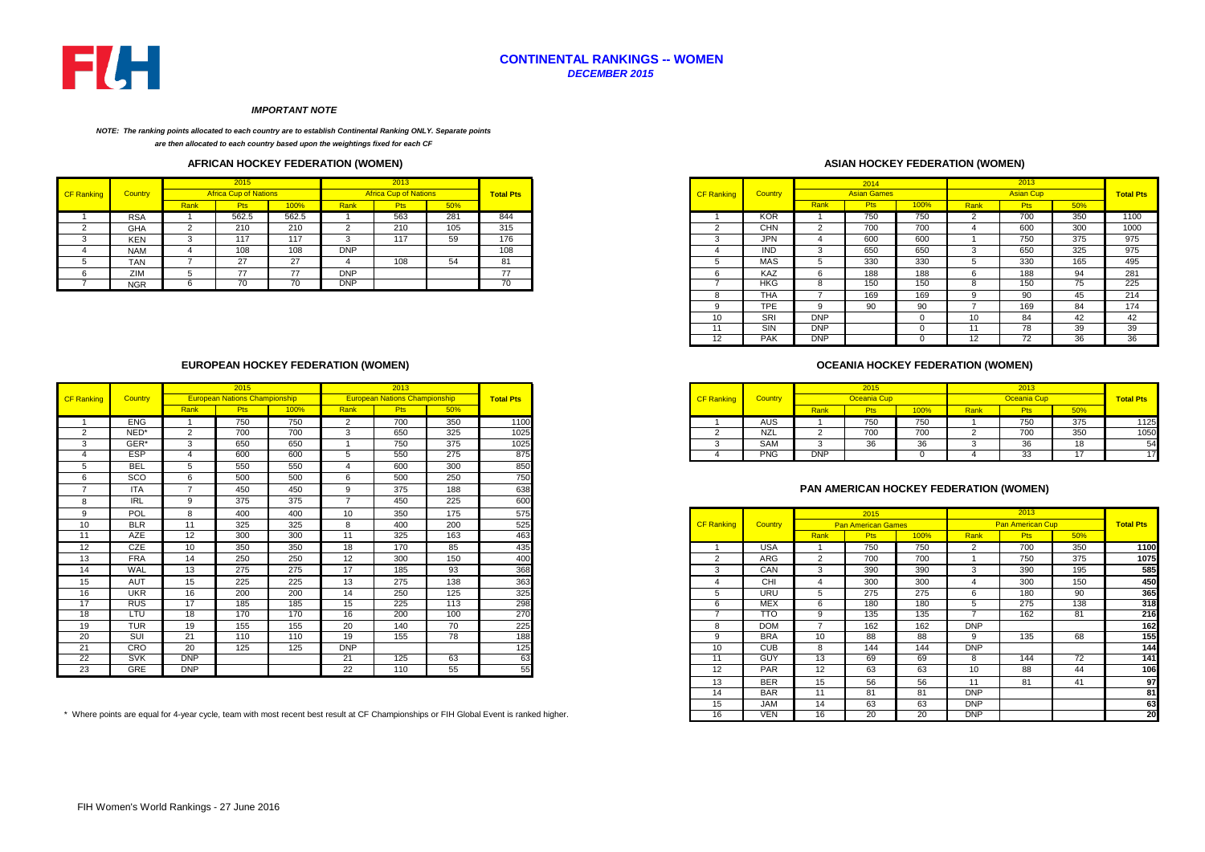# CONTINENTAL RANKINGS -- WOMEN

***DECEMBER 2015***

***IMPORTANT NOTE***

***NOTE: The ranking points allocated to each country are to establish Continental Ranking ONLY. Separate points are then allocated to each country based upon the weightings fixed for each CF***

## AFRICAN HOCKEY FEDERATION (WOMEN)

| CF Ranking | Country | 2015 | | | 2013 | | | Total Pts |
|---|---|---|---|---|---|---|---|---|
| | | Africa Cup of Nations | | | Africa Cup of Nations | | | |
| | | Rank | Pts | 100% | Rank | Pts | 50% | |
| 1 | RSA | 1 | 562.5 | 562.5 | 1 | 563 | 281 | 844 |
| 2 | GHA | 2 | 210 | 210 | 2 | 210 | 105 | 315 |
| 3 | KEN | 3 | 117 | 117 | 3 | 117 | 59 | 176 |
| 4 | NAM | 4 | 108 | 108 | DNP | | | 108 |
| 5 | TAN | 7 | 27 | 27 | 4 | 108 | 54 | 81 |
| 6 | ZIM | 5 | 77 | 77 | DNP | | | 77 |
| 7 | NGR | 6 | 70 | 70 | DNP | | | 70 |

## ASIAN HOCKEY FEDERATION (WOMEN)

| CF Ranking | Country | 2014 | | | 2013 | | | Total Pts |
|---|---|---|---|---|---|---|---|---|
| | | Asian Games | | | Asian Cup | | | |
| | | Rank | Pts | 100% | Rank | Pts | 50% | |
| 1 | KOR | 1 | 750 | 750 | 2 | 700 | 350 | 1100 |
| 2 | CHN | 2 | 700 | 700 | 4 | 600 | 300 | 1000 |
| 3 | JPN | 4 | 600 | 600 | 1 | 750 | 375 | 975 |
| 4 | IND | 3 | 650 | 650 | 3 | 650 | 325 | 975 |
| 5 | MAS | 5 | 330 | 330 | 5 | 330 | 165 | 495 |
| 6 | KAZ | 6 | 188 | 188 | 6 | 188 | 94 | 281 |
| 7 | HKG | 8 | 150 | 150 | 8 | 150 | 75 | 225 |
| 8 | THA | 7 | 169 | 169 | 9 | 90 | 45 | 214 |
| 9 | TPE | 9 | 90 | 90 | 7 | 169 | 84 | 174 |
| 10 | SRI | DNP | | 0 | 10 | 84 | 42 | 42 |
| 11 | SIN | DNP | | 0 | 11 | 78 | 39 | 39 |
| 12 | PAK | DNP | | 0 | 12 | 72 | 36 | 36 |

## EUROPEAN HOCKEY FEDERATION (WOMEN)

| CF Ranking | Country | 2015 | | | 2013 | | | Total Pts |
|---|---|---|---|---|---|---|---|---|
| | | European Nations Championship | | | European Nations Championship | | | |
| | | Rank | Pts | 100% | Rank | Pts | 50% | |
| 1 | ENG | 1 | 750 | 750 | 2 | 700 | 350 | 1100 |
| 2 | NED* | 2 | 700 | 700 | 3 | 650 | 325 | 1025 |
| 3 | GER* | 3 | 650 | 650 | 1 | 750 | 375 | 1025 |
| 4 | ESP | 4 | 600 | 600 | 5 | 550 | 275 | 875 |
| 5 | BEL | 5 | 550 | 550 | 4 | 600 | 300 | 850 |
| 6 | SCO | 6 | 500 | 500 | 6 | 500 | 250 | 750 |
| 7 | ITA | 7 | 450 | 450 | 9 | 375 | 188 | 638 |
| 8 | IRL | 9 | 375 | 375 | 7 | 450 | 225 | 600 |
| 9 | POL | 8 | 400 | 400 | 10 | 350 | 175 | 575 |
| 10 | BLR | 11 | 325 | 325 | 8 | 400 | 200 | 525 |
| 11 | AZE | 12 | 300 | 300 | 11 | 325 | 163 | 463 |
| 12 | CZE | 10 | 350 | 350 | 18 | 170 | 85 | 435 |
| 13 | FRA | 14 | 250 | 250 | 12 | 300 | 150 | 400 |
| 14 | WAL | 13 | 275 | 275 | 17 | 185 | 93 | 368 |
| 15 | AUT | 15 | 225 | 225 | 13 | 275 | 138 | 363 |
| 16 | UKR | 16 | 200 | 200 | 14 | 250 | 125 | 325 |
| 17 | RUS | 17 | 185 | 185 | 15 | 225 | 113 | 298 |
| 18 | LTU | 18 | 170 | 170 | 16 | 200 | 100 | 270 |
| 19 | TUR | 19 | 155 | 155 | 20 | 140 | 70 | 225 |
| 20 | SUI | 21 | 110 | 110 | 19 | 155 | 78 | 188 |
| 21 | CRO | 20 | 125 | 125 | DNP | | | 125 |
| 22 | SVK | DNP | | | 21 | 125 | 63 | 63 |
| 23 | GRE | DNP | | | 22 | 110 | 55 | 55 |

\* Where points are equal for 4-year cycle, team with most recent best result at CF Championships or FIH Global Event is ranked higher.

## OCEANIA HOCKEY FEDERATION (WOMEN)

| CF Ranking | Country | 2015 | | | 2013 | | | Total Pts |
|---|---|---|---|---|---|---|---|---|
| | | Oceania Cup | | | Oceania Cup | | | |
| | | Rank | Pts | 100% | Rank | Pts | 50% | |
| 1 | AUS | 1 | 750 | 750 | 1 | 750 | 375 | 1125 |
| 2 | NZL | 2 | 700 | 700 | 2 | 700 | 350 | 1050 |
| 3 | SAM | 3 | 36 | 36 | 3 | 36 | 18 | 54 |
| 4 | PNG | DNP | | 0 | 4 | 33 | 17 | 17 |

## PAN AMERICAN HOCKEY FEDERATION (WOMEN)

| CF Ranking | Country | 2015 | | | 2013 | | | Total Pts |
|---|---|---|---|---|---|---|---|---|
| | | Pan American Games | | | Pan American Cup | | | |
| | | Rank | Pts | 100% | Rank | Pts | 50% | |
| 1 | USA | 1 | 750 | 750 | 2 | 700 | 350 | 1100 |
| 2 | ARG | 2 | 700 | 700 | 1 | 750 | 375 | 1075 |
| 3 | CAN | 3 | 390 | 390 | 3 | 390 | 195 | 585 |
| 4 | CHI | 4 | 300 | 300 | 4 | 300 | 150 | 450 |
| 5 | URU | 5 | 275 | 275 | 6 | 180 | 90 | 365 |
| 6 | MEX | 6 | 180 | 180 | 5 | 275 | 138 | 318 |
| 7 | TTO | 9 | 135 | 135 | 7 | 162 | 81 | 216 |
| 8 | DOM | 7 | 162 | 162 | DNP | | | 162 |
| 9 | BRA | 10 | 88 | 88 | 9 | 135 | 68 | 155 |
| 10 | CUB | 8 | 144 | 144 | DNP | | | 144 |
| 11 | GUY | 13 | 69 | 69 | 8 | 144 | 72 | 141 |
| 12 | PAR | 12 | 63 | 63 | 10 | 88 | 44 | 106 |
| 13 | BER | 15 | 56 | 56 | 11 | 81 | 41 | 97 |
| 14 | BAR | 11 | 81 | 81 | DNP | | | 81 |
| 15 | JAM | 14 | 63 | 63 | DNP | | | 63 |
| 16 | VEN | 16 | 20 | 20 | DNP | | | 20 |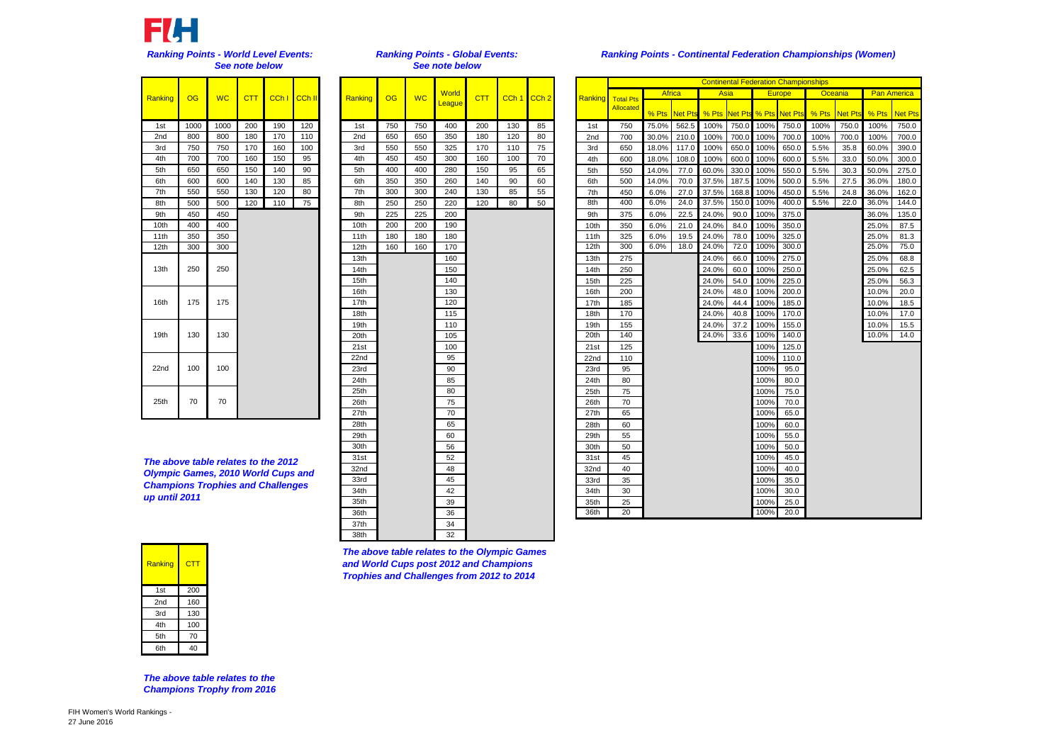FIH

### *Ranking Points - World Level Events: See note below*

| Ranking | OG | WC | CTT | CCh I | CCh II |
|---|---|---|---|---|---|
| 1st | 1000 | 1000 | 200 | 190 | 120 |
| 2nd | 800 | 800 | 180 | 170 | 110 |
| 3rd | 750 | 750 | 170 | 160 | 100 |
| 4th | 700 | 700 | 160 | 150 | 95 |
| 5th | 650 | 650 | 150 | 140 | 90 |
| 6th | 600 | 600 | 140 | 130 | 85 |
| 7th | 550 | 550 | 130 | 120 | 80 |
| 8th | 500 | 500 | 120 | 110 | 75 |
| 9th | 450 | 450 | | | |
| 10th | 400 | 400 | | | |
| 11th | 350 | 350 | | | |
| 12th | 300 | 300 | | | |
| 13th | 250 | 250 | | | |
| 16th | 175 | 175 | | | |
| 19th | 130 | 130 | | | |
| 22nd | 100 | 100 | | | |
| 25th | 70 | 70 | | | |

***The above table relates to the 2012 Olympic Games, 2010 World Cups and Champions Trophies and Challenges up until 2011***

| Ranking | CTT |
|---|---|
| 1st | 200 |
| 2nd | 160 |
| 3rd | 130 |
| 4th | 100 |
| 5th | 70 |
| 6th | 40 |

***The above table relates to the Champions Trophy from 2016***

### *Ranking Points - Global Events: See note below*

| Ranking | OG | WC | World League | CTT | CCh 1 | CCh 2 |
|---|---|---|---|---|---|---|
| 1st | 750 | 750 | 400 | 200 | 130 | 85 |
| 2nd | 650 | 650 | 350 | 180 | 120 | 80 |
| 3rd | 550 | 550 | 325 | 170 | 110 | 75 |
| 4th | 450 | 450 | 300 | 160 | 100 | 70 |
| 5th | 400 | 400 | 280 | 150 | 95 | 65 |
| 6th | 350 | 350 | 260 | 140 | 90 | 60 |
| 7th | 300 | 300 | 240 | 130 | 85 | 55 |
| 8th | 250 | 250 | 220 | 120 | 80 | 50 |
| 9th | 225 | 225 | 200 | | | |
| 10th | 200 | 200 | 190 | | | |
| 11th | 180 | 180 | 180 | | | |
| 12th | 160 | 160 | 170 | | | |
| 13th | | | 160 | | | |
| 14th | | | 150 | | | |
| 15th | | | 140 | | | |
| 16th | | | 130 | | | |
| 17th | | | 120 | | | |
| 18th | | | 115 | | | |
| 19th | | | 110 | | | |
| 20th | | | 105 | | | |
| 21st | | | 100 | | | |
| 22nd | | | 95 | | | |
| 23rd | | | 90 | | | |
| 24th | | | 85 | | | |
| 25th | | | 80 | | | |
| 26th | | | 75 | | | |
| 27th | | | 70 | | | |
| 28th | | | 65 | | | |
| 29th | | | 60 | | | |
| 30th | | | 56 | | | |
| 31st | | | 52 | | | |
| 32nd | | | 48 | | | |
| 33rd | | | 45 | | | |
| 34th | | | 42 | | | |
| 35th | | | 39 | | | |
| 36th | | | 36 | | | |
| 37th | | | 34 | | | |
| 38th | | | 32 | | | |

***The above table relates to the Olympic Games and World Cups post 2012 and Champions Trophies and Challenges from 2012 to 2014***

### *Ranking Points - Continental Federation Championships (Women)*

| Ranking | Total Pts Allocated | Africa | | Asia | | Europe | | Oceania | | Pan America | |
|---|---|---|---|---|---|---|---|---|---|---|---|
| | | % Pts | Net Pts | % Pts | Net Pts | % Pts | Net Pts | % Pts | Net Pts | % Pts | Net Pts |
| 1st | 750 | 75.0% | 562.5 | 100% | 750.0 | 100% | 750.0 | 100% | 750.0 | 100% | 750.0 |
| 2nd | 700 | 30.0% | 210.0 | 100% | 700.0 | 100% | 700.0 | 100% | 700.0 | 100% | 700.0 |
| 3rd | 650 | 18.0% | 117.0 | 100% | 650.0 | 100% | 650.0 | 5.5% | 35.8 | 60.0% | 390.0 |
| 4th | 600 | 18.0% | 108.0 | 100% | 600.0 | 100% | 600.0 | 5.5% | 33.0 | 50.0% | 300.0 |
| 5th | 550 | 14.0% | 77.0 | 60.0% | 330.0 | 100% | 550.0 | 5.5% | 30.3 | 50.0% | 275.0 |
| 6th | 500 | 14.0% | 70.0 | 37.5% | 187.5 | 100% | 500.0 | 5.5% | 27.5 | 36.0% | 180.0 |
| 7th | 450 | 6.0% | 27.0 | 37.5% | 168.8 | 100% | 450.0 | 5.5% | 24.8 | 36.0% | 162.0 |
| 8th | 400 | 6.0% | 24.0 | 37.5% | 150.0 | 100% | 400.0 | 5.5% | 22.0 | 36.0% | 144.0 |
| 9th | 375 | 6.0% | 22.5 | 24.0% | 90.0 | 100% | 375.0 | | | 36.0% | 135.0 |
| 10th | 350 | 6.0% | 21.0 | 24.0% | 84.0 | 100% | 350.0 | | | 25.0% | 87.5 |
| 11th | 325 | 6.0% | 19.5 | 24.0% | 78.0 | 100% | 325.0 | | | 25.0% | 81.3 |
| 12th | 300 | 6.0% | 18.0 | 24.0% | 72.0 | 100% | 300.0 | | | 25.0% | 75.0 |
| 13th | 275 | | | 24.0% | 66.0 | 100% | 275.0 | | | 25.0% | 68.8 |
| 14th | 250 | | | 24.0% | 60.0 | 100% | 250.0 | | | 25.0% | 62.5 |
| 15th | 225 | | | 24.0% | 54.0 | 100% | 225.0 | | | 25.0% | 56.3 |
| 16th | 200 | | | 24.0% | 48.0 | 100% | 200.0 | | | 10.0% | 20.0 |
| 17th | 185 | | | 24.0% | 44.4 | 100% | 185.0 | | | 10.0% | 18.5 |
| 18th | 170 | | | 24.0% | 40.8 | 100% | 170.0 | | | 10.0% | 17.0 |
| 19th | 155 | | | 24.0% | 37.2 | 100% | 155.0 | | | 10.0% | 15.5 |
| 20th | 140 | | | 24.0% | 33.6 | 100% | 140.0 | | | 10.0% | 14.0 |
| 21st | 125 | | | | | 100% | 125.0 | | | | |
| 22nd | 110 | | | | | 100% | 110.0 | | | | |
| 23rd | 95 | | | | | 100% | 95.0 | | | | |
| 24th | 80 | | | | | 100% | 80.0 | | | | |
| 25th | 75 | | | | | 100% | 75.0 | | | | |
| 26th | 70 | | | | | 100% | 70.0 | | | | |
| 27th | 65 | | | | | 100% | 65.0 | | | | |
| 28th | 60 | | | | | 100% | 60.0 | | | | |
| 29th | 55 | | | | | 100% | 55.0 | | | | |
| 30th | 50 | | | | | 100% | 50.0 | | | | |
| 31st | 45 | | | | | 100% | 45.0 | | | | |
| 32nd | 40 | | | | | 100% | 40.0 | | | | |
| 33rd | 35 | | | | | 100% | 35.0 | | | | |
| 34th | 30 | | | | | 100% | 30.0 | | | | |
| 35th | 25 | | | | | 100% | 25.0 | | | | |
| 36th | 20 | | | | | 100% | 20.0 | | | | |